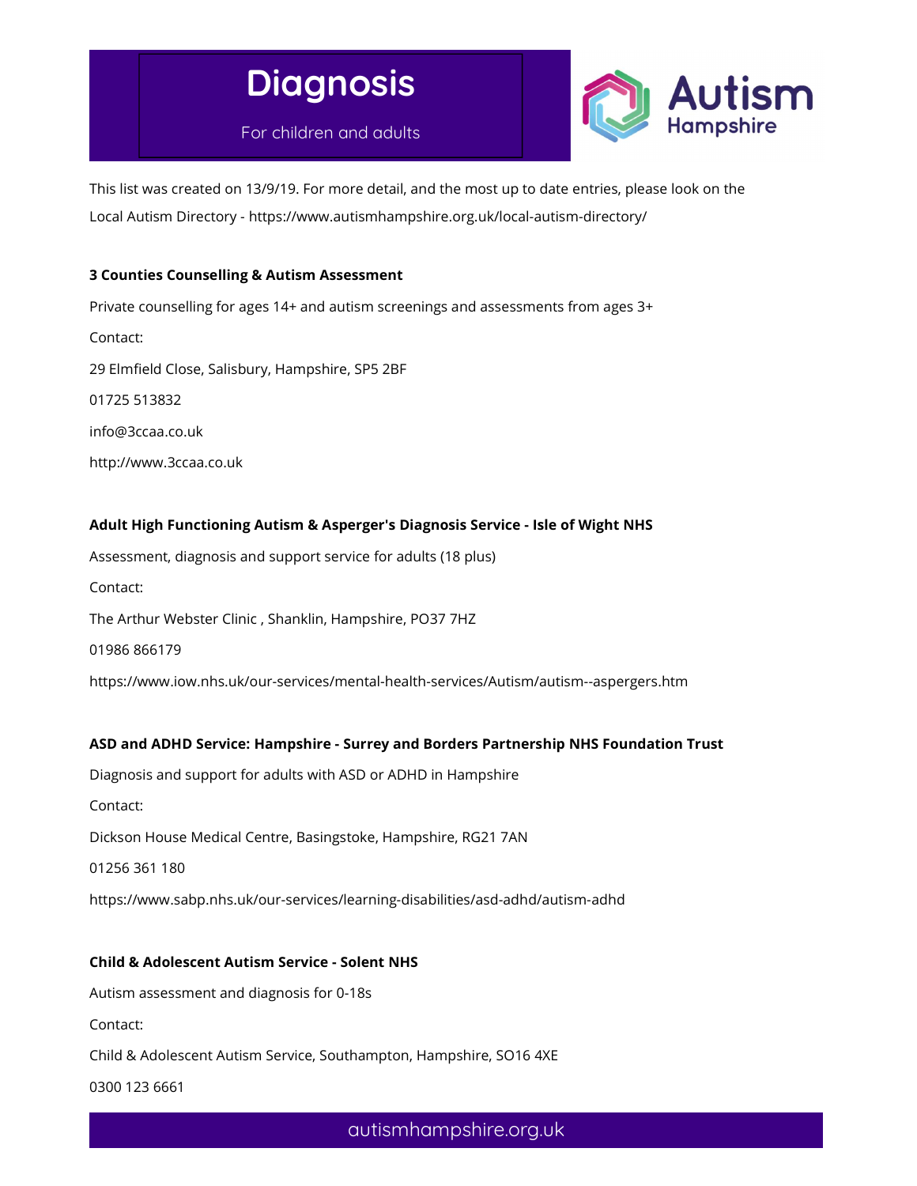# Diagnosis

For children and adults

This list was created on 13/9/19. For more detail, and the most up to date entries, please look on the Local Autism Directory - https://www.autismhampshire.org.uk/local-autism-directory/

**3 Counties Counselling & Autism Assessment**

Private counselling for ages 14+ and autism screenings and assessments from ages 3+

Contact:

29 Elmfield Close, Salisbury, Hampshire, SP5 2BF

01725 513832

info@3ccaa.co.uk

http://www.3ccaa.co.uk

**Adult High Functioning Autism & Asperger's Diagnosis Service - Isle of Wight NHS**

Assessment, diagnosis and support service for adults (18 plus)

Contact:

The Arthur Webster Clinic , Shanklin, Hampshire, PO37 7HZ

01986 866179

https://www.iow.nhs.uk/our-services/mental-health-services/Autism/autism--aspergers.htm

**ASD and ADHD Service: Hampshire - Surrey and Borders Partnership NHS Foundation Trust**

Diagnosis and support for adults with ASD or ADHD in Hampshire

Contact:

Dickson House Medical Centre, Basingstoke, Hampshire, RG21 7AN

01256 361 180

https://www.sabp.nhs.uk/our-services/learning-disabilities/asd-adhd/autism-adhd

**Child & Adolescent Autism Service - Solent NHS**

Autism assessment and diagnosis for 0-18s

Contact:

Child & Adolescent Autism Service, Southampton, Hampshire, SO16 4XE

0300 123 6661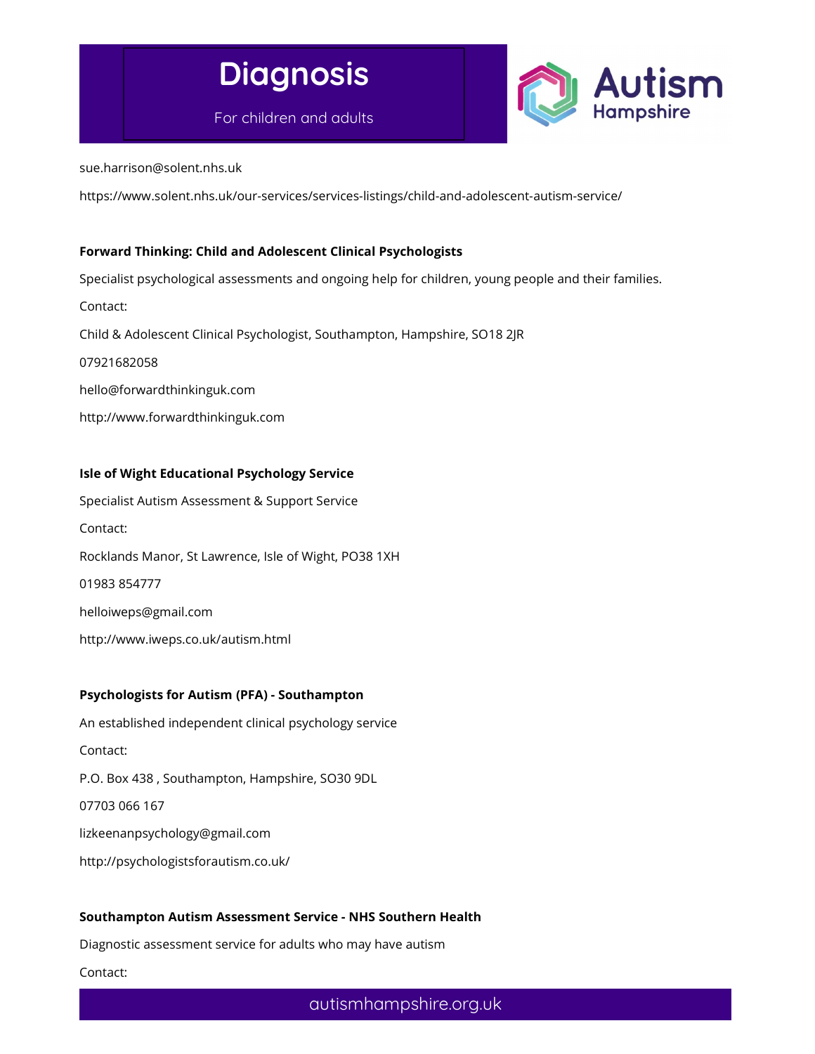sue.harrison@solent.nhs.uk

https://www.solent.nhs.uk/our-services/services-listings/child-and-adolescent-autism-service/

**Forward Thinking: Child and Adolescent Clinical Psychologists**

Specialist psychological assessments and ongoing help for children, young people and their families.

Contact:

Child & Adolescent Clinical Psychologist, Southampton, Hampshire, SO18 2JR

07921682058

hello@forwardthinkinguk.com

http://www.forwardthinkinguk.com

**Isle of Wight Educational Psychology Service**

Specialist Autism Assessment & Support Service

Contact:

Rocklands Manor, St Lawrence, Isle of Wight, PO38 1XH

01983 854777

helloiweps@gmail.com

http://www.iweps.co.uk/autism.html

**Psychologists for Autism (PFA) - Southampton**

An established independent clinical psychology service

Contact:

P.O. Box 438 , Southampton, Hampshire, SO30 9DL

07703 066 167

lizkeenanpsychology@gmail.com

http://psychologistsforautism.co.uk/

**Southampton Autism Assessment Service - NHS Southern Health**

Diagnostic assessment service for adults who may have autism

Contact: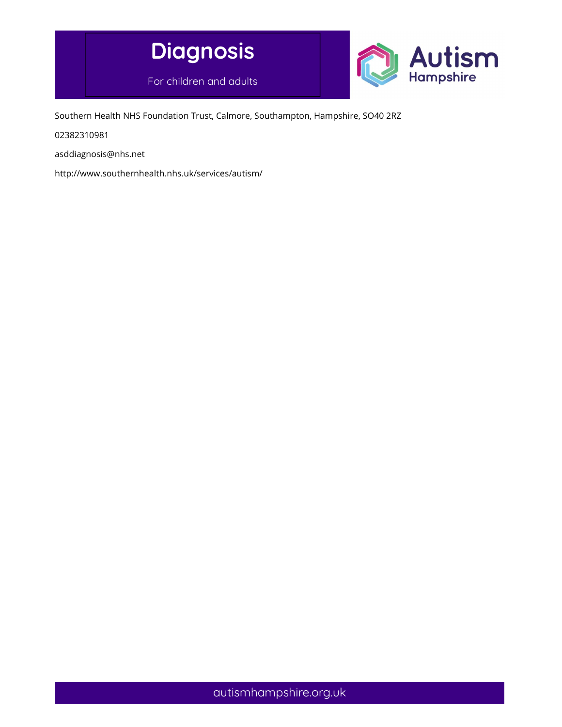# Diagnosis

For children and adults

Autism Hampshire

Southern Health NHS Foundation Trust, Calmore, Southampton, Hampshire, SO40 2RZ

02382310981

asddiagnosis@nhs.net

http://www.southernhealth.nhs.uk/services/autism/